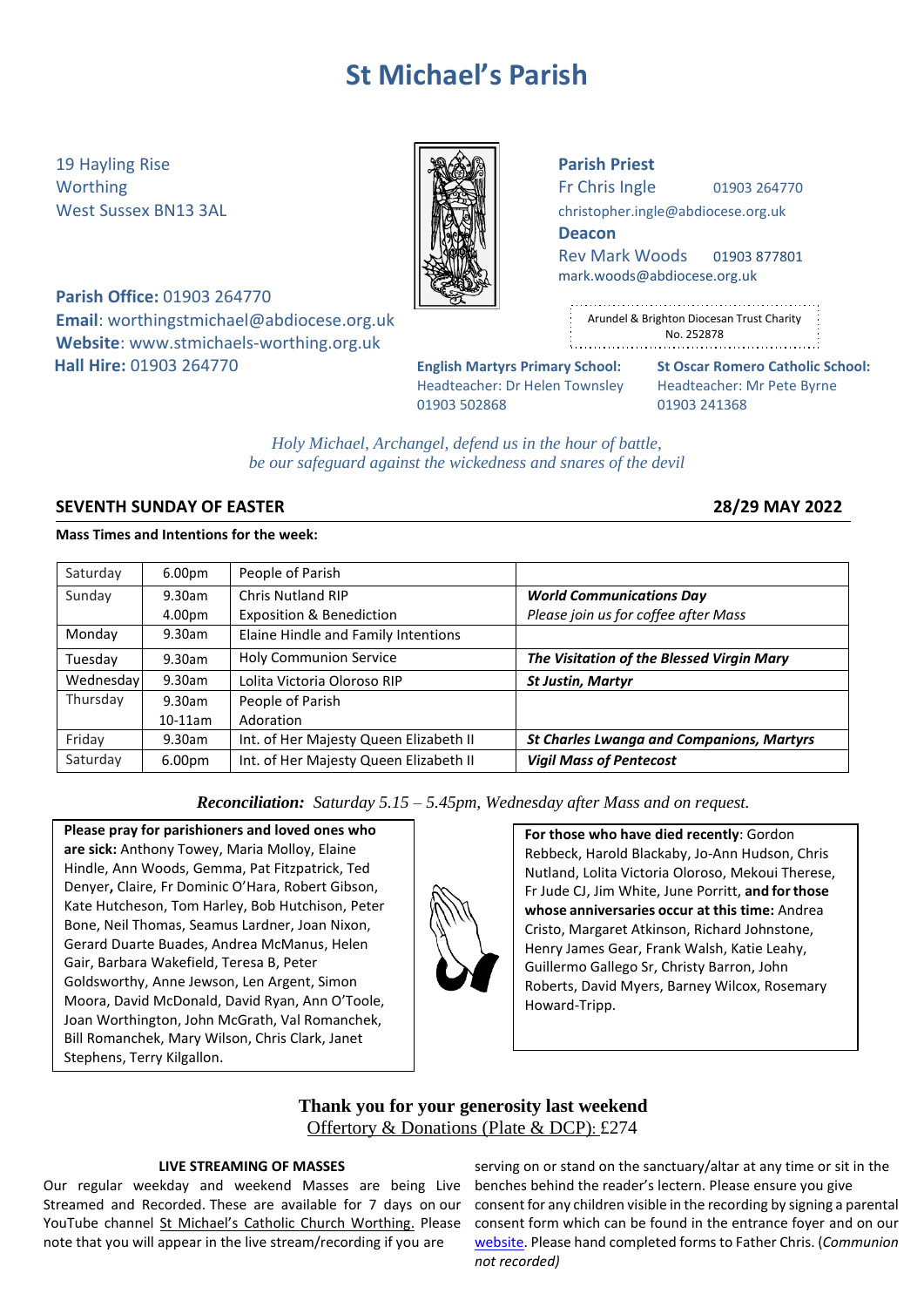# St Michael's Parish

19 Hayling Rise
Worthing
West Sussex BN13 3AL

**Parish Office:** 01903 264770
**Email**: worthingstmichael@abdiocese.org.uk
**Website**: www.stmichaels-worthing.org.uk
**Hall Hire:** 01903 264770

**Parish Priest**
Fr Chris Ingle 01903 264770
christopher.ingle@abdiocese.org.uk

**Deacon**
Rev Mark Woods 01903 877801
mark.woods@abdiocese.org.uk

Arundel & Brighton Diocesan Trust Charity No. 252878

**English Martyrs Primary School:**
Headteacher: Dr Helen Townsley
01903 502868

**St Oscar Romero Catholic School:**
Headteacher: Mr Pete Byrne
01903 241368

*Holy Michael, Archangel, defend us in the hour of battle,*
*be our safeguard against the wickedness and snares of the devil*

## SEVENTH SUNDAY OF EASTER — 28/29 MAY 2022

**Mass Times and Intentions for the week:**

| | | | |
|---|---|---|---|
| Saturday | 6.00pm | People of Parish | |
| Sunday | 9.30am<br>4.00pm | Chris Nutland RIP<br>Exposition & Benediction | ***World Communications Day***<br>*Please join us for coffee after Mass* |
| Monday | 9.30am | Elaine Hindle and Family Intentions | |
| Tuesday | 9.30am | Holy Communion Service | ***The Visitation of the Blessed Virgin Mary*** |
| Wednesday | 9.30am | Lolita Victoria Oloroso RIP | ***St Justin, Martyr*** |
| Thursday | 9.30am<br>10-11am | People of Parish<br>Adoration | |
| Friday | 9.30am | Int. of Her Majesty Queen Elizabeth II | ***St Charles Lwanga and Companions, Martyrs*** |
| Saturday | 6.00pm | Int. of Her Majesty Queen Elizabeth II | ***Vigil Mass of Pentecost*** |

***Reconciliation:*** *Saturday 5.15 – 5.45pm, Wednesday after Mass and on request.*

**Please pray for parishioners and loved ones who are sick:** Anthony Towey, Maria Molloy, Elaine Hindle, Ann Woods, Gemma, Pat Fitzpatrick, Ted Denyer**,** Claire, Fr Dominic O'Hara, Robert Gibson, Kate Hutcheson, Tom Harley, Bob Hutchison, Peter Bone, Neil Thomas, Seamus Lardner, Joan Nixon, Gerard Duarte Buades, Andrea McManus, Helen Gair, Barbara Wakefield, Teresa B, Peter Goldsworthy, Anne Jewson, Len Argent, Simon Moora, David McDonald, David Ryan, Ann O'Toole, Joan Worthington, John McGrath, Val Romanchek, Bill Romanchek, Mary Wilson, Chris Clark, Janet Stephens, Terry Kilgallon.

**For those who have died recently**: Gordon Rebbeck, Harold Blackaby, Jo-Ann Hudson, Chris Nutland, Lolita Victoria Oloroso, Mekoui Therese, Fr Jude CJ, Jim White, June Porritt, **and for those whose anniversaries occur at this time:** Andrea Cristo, Margaret Atkinson, Richard Johnstone, Henry James Gear, Frank Walsh, Katie Leahy, Guillermo Gallego Sr, Christy Barron, John Roberts, David Myers, Barney Wilcox, Rosemary Howard-Tripp.

**Thank you for your generosity last weekend**
Offertory & Donations (Plate & DCP): £274

**LIVE STREAMING OF MASSES**

Our regular weekday and weekend Masses are being Live Streamed and Recorded. These are available for 7 days on our YouTube channel St Michael's Catholic Church Worthing. Please note that you will appear in the live stream/recording if you are serving on or stand on the sanctuary/altar at any time or sit in the benches behind the reader's lectern. Please ensure you give consent for any children visible in the recording by signing a parental consent form which can be found in the entrance foyer and on our website. Please hand completed forms to Father Chris. (*Communion not recorded)*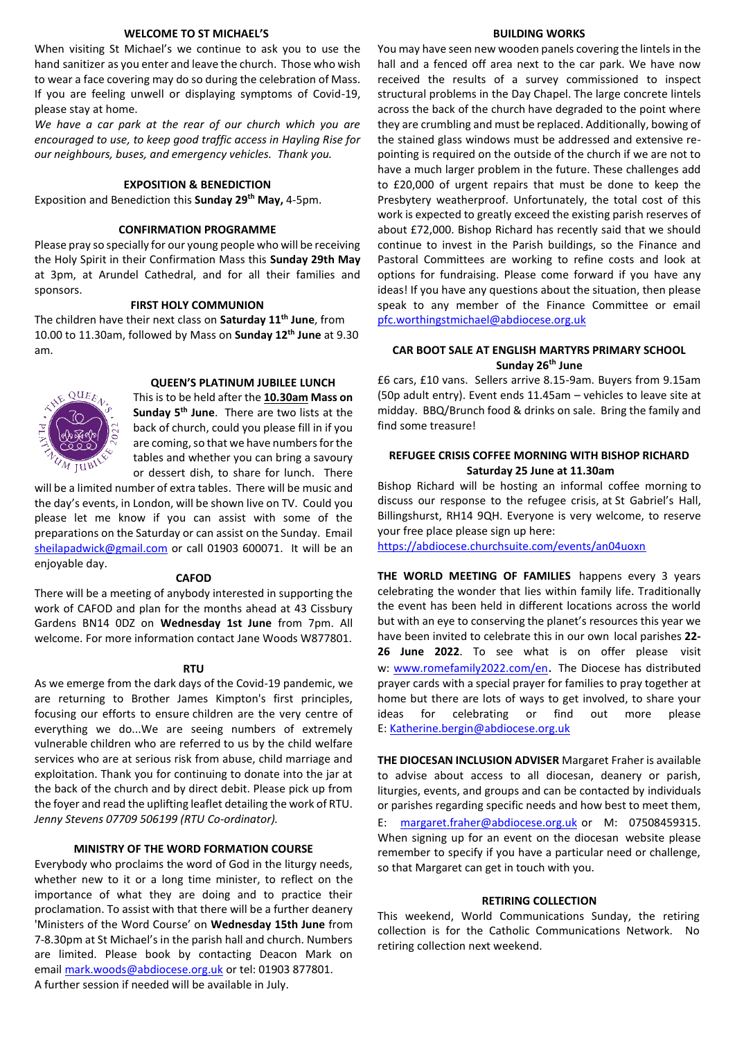## WELCOME TO ST MICHAEL'S

When visiting St Michael's we continue to ask you to use the hand sanitizer as you enter and leave the church. Those who wish to wear a face covering may do so during the celebration of Mass. If you are feeling unwell or displaying symptoms of Covid-19, please stay at home.

*We have a car park at the rear of our church which you are encouraged to use, to keep good traffic access in Hayling Rise for our neighbours, buses, and emergency vehicles. Thank you.*

## EXPOSITION & BENEDICTION

Exposition and Benediction this **Sunday 29th May,** 4-5pm.

## CONFIRMATION PROGRAMME

Please pray so specially for our young people who will be receiving the Holy Spirit in their Confirmation Mass this **Sunday 29th May** at 3pm, at Arundel Cathedral, and for all their families and sponsors.

## FIRST HOLY COMMUNION

The children have their next class on **Saturday 11th June**, from 10.00 to 11.30am, followed by Mass on **Sunday 12th June** at 9.30 am.

## QUEEN'S PLATINUM JUBILEE LUNCH

This is to be held after the **10.30am Mass on Sunday 5th June**. There are two lists at the back of church, could you please fill in if you are coming, so that we have numbers for the tables and whether you can bring a savoury or dessert dish, to share for lunch. There will be a limited number of extra tables. There will be music and the day's events, in London, will be shown live on TV. Could you please let me know if you can assist with some of the preparations on the Saturday or can assist on the Sunday. Email sheilapadwick@gmail.com or call 01903 600071. It will be an enjoyable day.

## CAFOD

There will be a meeting of anybody interested in supporting the work of CAFOD and plan for the months ahead at 43 Cissbury Gardens BN14 0DZ on **Wednesday 1st June** from 7pm. All welcome. For more information contact Jane Woods W877801.

## RTU

As we emerge from the dark days of the Covid-19 pandemic, we are returning to Brother James Kimpton's first principles, focusing our efforts to ensure children are the very centre of everything we do...We are seeing numbers of extremely vulnerable children who are referred to us by the child welfare services who are at serious risk from abuse, child marriage and exploitation. Thank you for continuing to donate into the jar at the back of the church and by direct debit. Please pick up from the foyer and read the uplifting leaflet detailing the work of RTU. *Jenny Stevens 07709 506199 (RTU Co-ordinator).*

## MINISTRY OF THE WORD FORMATION COURSE

Everybody who proclaims the word of God in the liturgy needs, whether new to it or a long time minister, to reflect on the importance of what they are doing and to practice their proclamation. To assist with that there will be a further deanery 'Ministers of the Word Course' on **Wednesday 15th June** from 7-8.30pm at St Michael's in the parish hall and church. Numbers are limited. Please book by contacting Deacon Mark on email mark.woods@abdiocese.org.uk or tel: 01903 877801.
A further session if needed will be available in July.

## BUILDING WORKS

You may have seen new wooden panels covering the lintels in the hall and a fenced off area next to the car park. We have now received the results of a survey commissioned to inspect structural problems in the Day Chapel. The large concrete lintels across the back of the church have degraded to the point where they are crumbling and must be replaced. Additionally, bowing of the stained glass windows must be addressed and extensive re-pointing is required on the outside of the church if we are not to have a much larger problem in the future. These challenges add to £20,000 of urgent repairs that must be done to keep the Presbytery weatherproof. Unfortunately, the total cost of this work is expected to greatly exceed the existing parish reserves of about £72,000. Bishop Richard has recently said that we should continue to invest in the Parish buildings, so the Finance and Pastoral Committees are working to refine costs and look at options for fundraising. Please come forward if you have any ideas! If you have any questions about the situation, then please speak to any member of the Finance Committee or email pfc.worthingstmichael@abdiocese.org.uk

## CAR BOOT SALE AT ENGLISH MARTYRS PRIMARY SCHOOL
**Sunday 26th June**

£6 cars, £10 vans. Sellers arrive 8.15-9am. Buyers from 9.15am (50p adult entry). Event ends 11.45am – vehicles to leave site at midday. BBQ/Brunch food & drinks on sale. Bring the family and find some treasure!

## REFUGEE CRISIS COFFEE MORNING WITH BISHOP RICHARD
**Saturday 25 June at 11.30am**

Bishop Richard will be hosting an informal coffee morning to discuss our response to the refugee crisis, at St Gabriel's Hall, Billingshurst, RH14 9QH. Everyone is very welcome, to reserve your free place please sign up here:
https://abdiocese.churchsuite.com/events/an04uoxn

**THE WORLD MEETING OF FAMILIES** happens every 3 years celebrating the wonder that lies within family life. Traditionally the event has been held in different locations across the world but with an eye to conserving the planet's resources this year we have been invited to celebrate this in our own local parishes **22-26 June 2022**. To see what is on offer please visit w: www.romefamily2022.com/en. The Diocese has distributed prayer cards with a special prayer for families to pray together at home but there are lots of ways to get involved, to share your ideas for celebrating or find out more please E: Katherine.bergin@abdiocese.org.uk

**THE DIOCESAN INCLUSION ADVISER** Margaret Fraher is available to advise about access to all diocesan, deanery or parish, liturgies, events, and groups and can be contacted by individuals or parishes regarding specific needs and how best to meet them, E: margaret.fraher@abdiocese.org.uk or M: 07508459315. When signing up for an event on the diocesan website please remember to specify if you have a particular need or challenge, so that Margaret can get in touch with you.

## RETIRING COLLECTION

This weekend, World Communications Sunday, the retiring collection is for the Catholic Communications Network. No retiring collection next weekend.